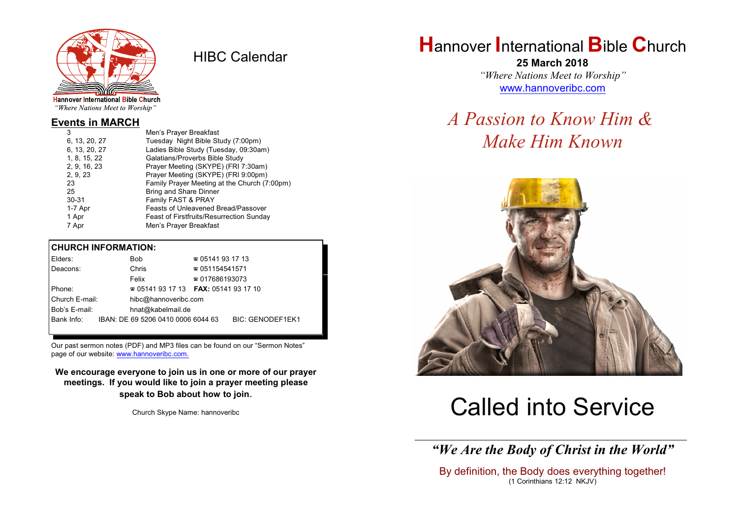Hannover International Bible Church
*"Where Nations Meet to Worship"*

# HIBC Calendar

## Events in MARCH

| Date | Event |
|---|---|
| 3 | Men's Prayer Breakfast |
| 6, 13, 20, 27 | Tuesday Night Bible Study (7:00pm) |
| 6, 13, 20, 27 | Ladies Bible Study (Tuesday, 09:30am) |
| 1, 8, 15, 22 | Galatians/Proverbs Bible Study |
| 2, 9, 16, 23 | Prayer Meeting (SKYPE) (FRI 7:30am) |
| 2, 9, 23 | Prayer Meeting (SKYPE) (FRI 9:00pm) |
| 23 | Family Prayer Meeting at the Church (7:00pm) |
| 25 | Bring and Share Dinner |
| 30-31 | Family FAST & PRAY |
| 1-7 Apr | Feasts of Unleavened Bread/Passover |
| 1 Apr | Feast of Firstfruits/Resurrection Sunday |
| 7 Apr | Men's Prayer Breakfast |

## CHURCH INFORMATION:

| | | |
|---|---|---|
| Elders: | Bob | ☎ 05141 93 17 13 |
| Deacons: | Chris | ☎ 051154541571 |
| | Felix | ☎ 017686193073 |
| Phone: | ☎ 05141 93 17 13 | **FAX:** 05141 93 17 10 |
| Church E-mail: | hibc@hannoveribc.com | |
| Bob's E-mail: | hnat@kabelmail.de | |
| Bank Info: | IBAN: DE 69 5206 0410 0006 6044 63 | BIC: GENODEF1EK1 |

Our past sermon notes (PDF) and MP3 files can be found on our "Sermon Notes" page of our website: www.hannoveribc.com.

**We encourage everyone to join us in one or more of our prayer meetings. If you would like to join a prayer meeting please speak to Bob about how to join.**

Church Skype Name: hannoveribc

# Hannover International Bible Church

**25 March 2018**

*"Where Nations Meet to Worship"*

www.hannoveribc.com

## *A Passion to Know Him & Make Him Known*

# Called into Service

***"We Are the Body of Christ in the World"***

By definition, the Body does everything together!
(1 Corinthians 12:12 NKJV)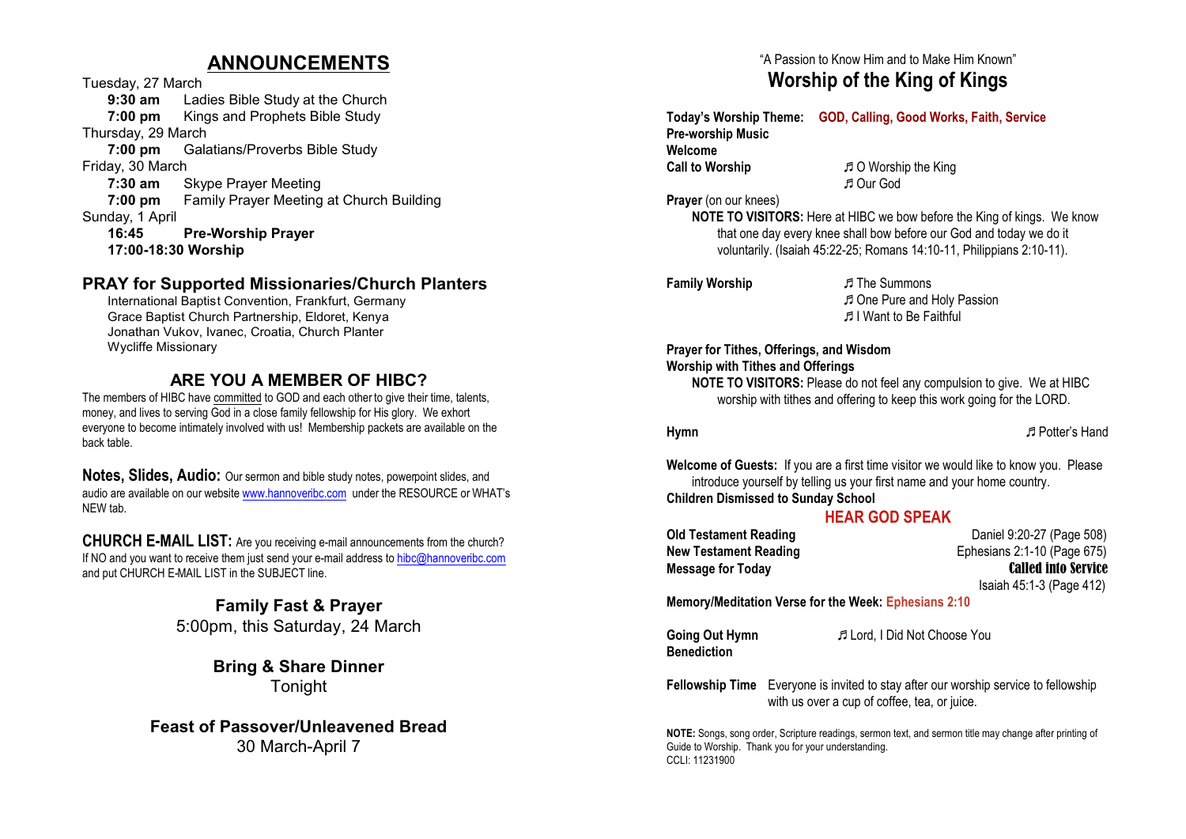# ANNOUNCEMENTS

Tuesday, 27 March
- **9:30 am** Ladies Bible Study at the Church
- **7:00 pm** Kings and Prophets Bible Study

Thursday, 29 March
- **7:00 pm** Galatians/Proverbs Bible Study

Friday, 30 March
- **7:30 am** Skype Prayer Meeting
- **7:00 pm** Family Prayer Meeting at Church Building

Sunday, 1 April
- **16:45 Pre-Worship Prayer**
- **17:00-18:30 Worship**

## PRAY for Supported Missionaries/Church Planters

International Baptist Convention, Frankfurt, Germany
Grace Baptist Church Partnership, Eldoret, Kenya
Jonathan Vukov, Ivanec, Croatia, Church Planter
Wycliffe Missionary

## ARE YOU A MEMBER OF HIBC?

The members of HIBC have committed to GOD and each other to give their time, talents, money, and lives to serving God in a close family fellowship for His glory. We exhort everyone to become intimately involved with us! Membership packets are available on the back table.

**Notes, Slides, Audio:** Our sermon and bible study notes, powerpoint slides, and audio are available on our website www.hannoveribc.com under the RESOURCE or WHAT's NEW tab.

**CHURCH E-MAIL LIST:** Are you receiving e-mail announcements from the church? If NO and you want to receive them just send your e-mail address to hibc@hannoveribc.com and put CHURCH E-MAIL LIST in the SUBJECT line.

**Family Fast & Prayer**
5:00pm, this Saturday, 24 March

**Bring & Share Dinner**
Tonight

**Feast of Passover/Unleavened Bread**
30 March-April 7

"A Passion to Know Him and to Make Him Known"

# Worship of the King of Kings

**Today's Worship Theme:** **GOD, Calling, Good Works, Faith, Service**

**Pre-worship Music**

**Welcome**

**Call to Worship** ♬ O Worship the King
♬ Our God

**Prayer** (on our knees)

**NOTE TO VISITORS:** Here at HIBC we bow before the King of kings. We know that one day every knee shall bow before our God and today we do it voluntarily. (Isaiah 45:22-25; Romans 14:10-11, Philippians 2:10-11).

**Family Worship** ♬ The Summons
♬ One Pure and Holy Passion
♬ I Want to Be Faithful

**Prayer for Tithes, Offerings, and Wisdom**

**Worship with Tithes and Offerings**

**NOTE TO VISITORS:** Please do not feel any compulsion to give. We at HIBC worship with tithes and offering to keep this work going for the LORD.

**Hymn** ♬ Potter's Hand

**Welcome of Guests:** If you are a first time visitor we would like to know you. Please introduce yourself by telling us your first name and your home country.

**Children Dismissed to Sunday School**

## HEAR GOD SPEAK

**Old Testament Reading** Daniel 9:20-27 (Page 508)

**New Testament Reading** Ephesians 2:1-10 (Page 675)

**Message for Today** **Called into Service**
Isaiah 45:1-3 (Page 412)

**Memory/Meditation Verse for the Week:** **Ephesians 2:10**

**Going Out Hymn** ♬ Lord, I Did Not Choose You

**Benediction**

**Fellowship Time** Everyone is invited to stay after our worship service to fellowship with us over a cup of coffee, tea, or juice.

**NOTE:** Songs, song order, Scripture readings, sermon text, and sermon title may change after printing of Guide to Worship. Thank you for your understanding.
CCLI: 11231900